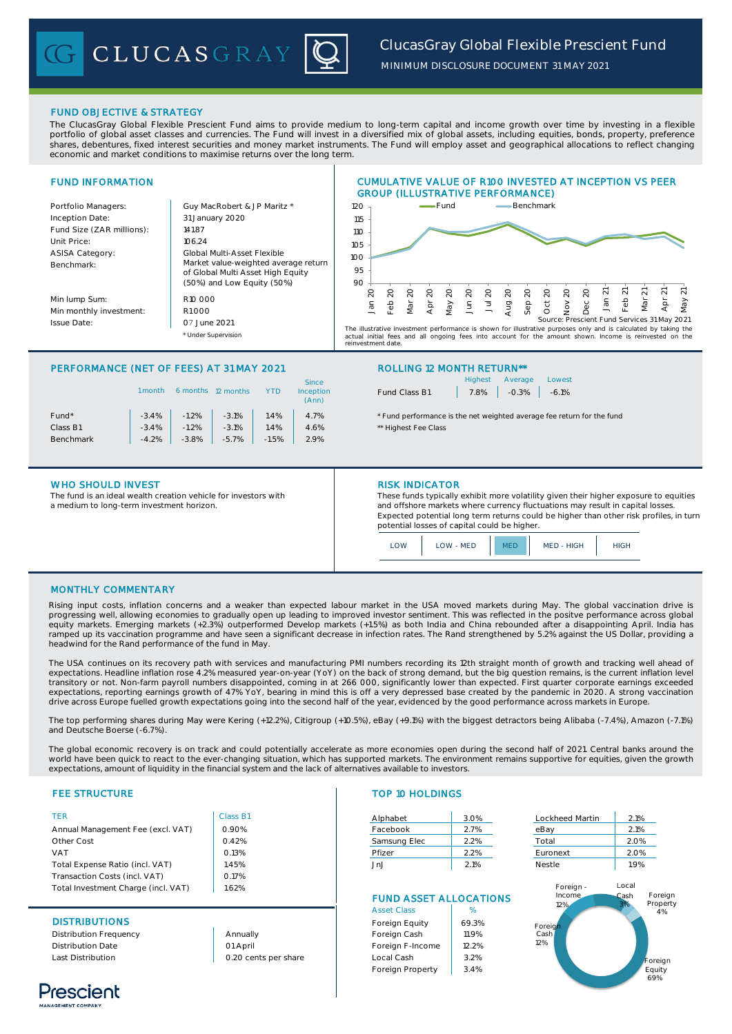# ClucasGray Global Flexible Prescient Fund

MINIMUM DISCLOSURE DOCUMENT 31 MAY 2021

## FUND OBJECTIVE & STRATEGY

The ClucasGray Global Flexible Prescient Fund aims to provide medium to long-term capital and income growth over time by investing in a flexible portfolio of global asset classes and currencies. The Fund will invest in a diversified mix of global assets, including equities, bonds, property, preference shares, debentures, fixed interest securities and money market instruments. The Fund will employ asset and geographical allocations to reflect changing economic and market conditions to maximise returns over the long term.

## FUND INFORMATION

| | |
|---|---|
| Portfolio Managers: | Guy MacRobert & J P Maritz * |
| Inception Date: | 31 January 2020 |
| Fund Size (ZAR millions): | 141.87 |
| Unit Price: | 106.24 |
| ASISA Category: | Global Multi-Asset Flexible |
| Benchmark: | Market value-weighted average return of Global Multi Asset High Equity (50%) and Low Equity (50%) |
| Min lump Sum: | R10 000 |
| Min monthly investment: | R1 000 |
| Issue Date: | 07 June 2021 |

* Under Supervision

## CUMULATIVE VALUE OF R100 INVESTED AT INCEPTION VS PEER GROUP (ILLUSTRATIVE PERFORMANCE)

Source: Prescient Fund Services 31 May 2021

The illustrative investment performance is shown for illustrative purposes only and is calculated by taking the actual initial fees and all ongoing fees into account for the amount shown. Income is reinvested on the reinvestment date.

## PERFORMANCE (NET OF FEES) AT 31 MAY 2021

| | 1 month | 6 months | 12 months | YTD | Since Inception (Ann) |
|---|---|---|---|---|---|
| Fund* | -3.4% | -1.2% | -3.1% | 1.4% | 4.7% |
| Class B1 | -3.4% | -1.2% | -3.1% | 1.4% | 4.6% |
| Benchmark | -4.2% | -3.8% | -5.7% | -1.5% | 2.9% |

## ROLLING 12 MONTH RETURN**

| | Highest | Average | Lowest |
|---|---|---|---|
| Fund Class B1 | 7.8% | -0.3% | -6.1% |

* Fund performance is the net weighted average fee return for the fund

** Highest Fee Class

## WHO SHOULD INVEST

The fund is an ideal wealth creation vehicle for investors with a medium to long-term investment horizon.

## RISK INDICATOR

These funds typically exhibit more volatility given their higher exposure to equities and offshore markets where currency fluctuations may result in capital losses. Expected potential long term returns could be higher than other risk profiles, in turn potential losses of capital could be higher.

LOW | LOW - MED | **MED** | MED - HIGH | HIGH

## MONTHLY COMMENTARY

Rising input costs, inflation concerns and a weaker than expected labour market in the USA moved markets during May. The global vaccination drive is progressing well, allowing economies to gradually open up leading to improved investor sentiment. This was reflected in the positve performance across global equity markets. Emerging markets (+2.3%) outperformed Develop markets (+1.5%) as both India and China rebounded after a disappointing April. India has ramped up its vaccination programme and have seen a significant decrease in infection rates. The Rand strengthened by 5.2% against the US Dollar, providing a headwind for the Rand performance of the fund in May.

The USA continues on its recovery path with services and manufacturing PMI numbers recording its 12th straight month of growth and tracking well ahead of expectations. Headline inflation rose 4.2% measured year-on-year (YoY) on the back of strong demand, but the big question remains, is the current inflation level transitory or not. Non-farm payroll numbers disappointed, coming in at 266 000, significantly lower than expected. First quarter corporate earnings exceeded expectations, reporting earnings growth of 47% YoY, bearing in mind this is off a very depressed base created by the pandemic in 2020. A strong vaccination drive across Europe fuelled growth expectations going into the second half of the year, evidenced by the good performance across markets in Europe.

The top performing shares during May were Kering (+12.2%), Citigroup (+10.5%), eBay (+9.1%) with the biggest detractors being Alibaba (-7.4%), Amazon (-7.1%) and Deutsche Boerse (-6.7%).

The global economic recovery is on track and could potentially accelerate as more economies open during the second half of 2021. Central banks around the world have been quick to react to the ever-changing situation, which has supported markets. The environment remains supportive for equities, given the growth expectations, amount of liquidity in the financial system and the lack of alternatives available to investors.

## FEE STRUCTURE

| TER | Class B1 |
|---|---|
| Annual Management Fee (excl. VAT) | 0.90% |
| Other Cost | 0.42% |
| VAT | 0.13% |
| Total Expense Ratio (incl. VAT) | 1.45% |
| Transaction Costs (incl. VAT) | 0.17% |
| Total Investment Charge (incl. VAT) | 1.62% |

## DISTRIBUTIONS

| | |
|---|---|
| Distribution Frequency | Annually |
| Distribution Date | 01 April |
| Last Distribution | 0.20 cents per share |

## TOP 10 HOLDINGS

| | | | |
|---|---|---|---|
| Alphabet | 3.0% | Lockheed Martin | 2.1% |
| Facebook | 2.7% | eBay | 2.1% |
| Samsung Elec | 2.2% | Total | 2.0% |
| Pfizer | 2.2% | Euronext | 2.0% |
| JnJ | 2.1% | Nestle | 1.9% |

## FUND ASSET ALLOCATIONS

| Asset Class | % |
|---|---|
| Foreign Equity | 69.3% |
| Foreign Cash | 11.9% |
| Foreign F-Income | 12.2% |
| Local Cash | 3.2% |
| Foreign Property | 3.4% |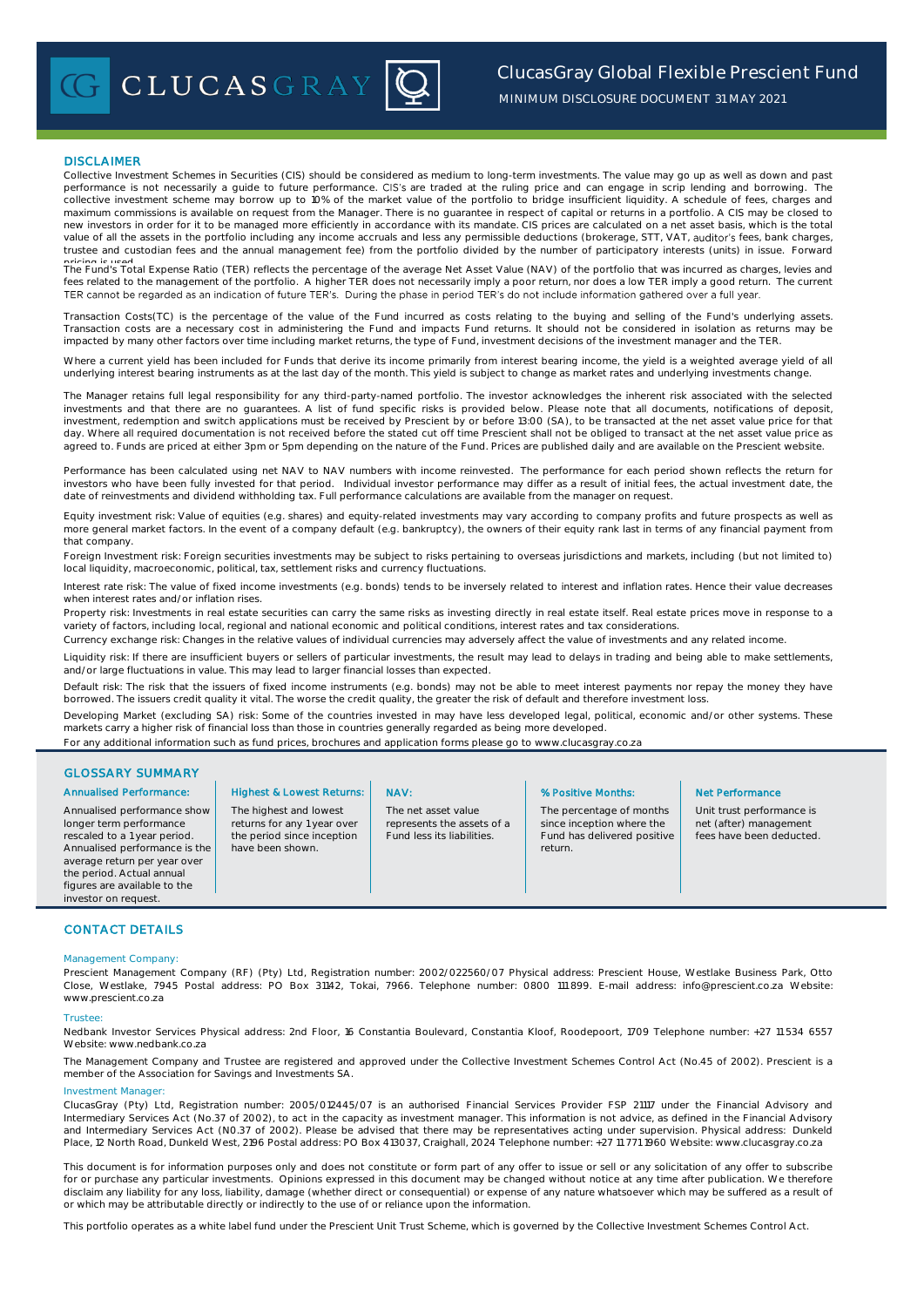# ClucasGray Global Flexible Prescient Fund

MINIMUM DISCLOSURE DOCUMENT 31 MAY 2021

## DISCLAIMER

Collective Investment Schemes in Securities (CIS) should be considered as medium to long-term investments. The value may go up as well as down and past performance is not necessarily a guide to future performance. CIS's are traded at the ruling price and can engage in scrip lending and borrowing. The collective investment scheme may borrow up to 10% of the market value of the portfolio to bridge insufficient liquidity. A schedule of fees, charges and maximum commissions is available on request from the Manager. There is no guarantee in respect of capital or returns in a portfolio. A CIS may be closed to new investors in order for it to be managed more efficiently in accordance with its mandate. CIS prices are calculated on a net asset basis, which is the total value of all the assets in the portfolio including any income accruals and less any permissible deductions (brokerage, STT, VAT, auditor's fees, bank charges, trustee and custodian fees and the annual management fee) from the portfolio divided by the number of participatory interests (units) in issue. Forward pricing is used.

The Fund's Total Expense Ratio (TER) reflects the percentage of the average Net Asset Value (NAV) of the portfolio that was incurred as charges, levies and fees related to the management of the portfolio. A higher TER does not necessarily imply a poor return, nor does a low TER imply a good return. The current TER cannot be regarded as an indication of future TER's. During the phase in period TER's do not include information gathered over a full year.

Transaction Costs(TC) is the percentage of the value of the Fund incurred as costs relating to the buying and selling of the Fund's underlying assets. Transaction costs are a necessary cost in administering the Fund and impacts Fund returns. It should not be considered in isolation as returns may be impacted by many other factors over time including market returns, the type of Fund, investment decisions of the investment manager and the TER.

Where a current yield has been included for Funds that derive its income primarily from interest bearing income, the yield is a weighted average yield of all underlying interest bearing instruments as at the last day of the month. This yield is subject to change as market rates and underlying investments change.

The Manager retains full legal responsibility for any third-party-named portfolio. The investor acknowledges the inherent risk associated with the selected investments and that there are no guarantees. A list of fund specific risks is provided below. Please note that all documents, notifications of deposit, investment, redemption and switch applications must be received by Prescient by or before 13:00 (SA), to be transacted at the net asset value price for that day. Where all required documentation is not received before the stated cut off time Prescient shall not be obliged to transact at the net asset value price as agreed to. Funds are priced at either 3pm or 5pm depending on the nature of the Fund. Prices are published daily and are available on the Prescient website.

Performance has been calculated using net NAV to NAV numbers with income reinvested. The performance for each period shown reflects the return for investors who have been fully invested for that period. Individual investor performance may differ as a result of initial fees, the actual investment date, the date of reinvestments and dividend withholding tax. Full performance calculations are available from the manager on request.

Equity investment risk: Value of equities (e.g. shares) and equity-related investments may vary according to company profits and future prospects as well as more general market factors. In the event of a company default (e.g. bankruptcy), the owners of their equity rank last in terms of any financial payment from that company.

Foreign Investment risk: Foreign securities investments may be subject to risks pertaining to overseas jurisdictions and markets, including (but not limited to) local liquidity, macroeconomic, political, tax, settlement risks and currency fluctuations.

Interest rate risk: The value of fixed income investments (e.g. bonds) tends to be inversely related to interest and inflation rates. Hence their value decreases when interest rates and/or inflation rises.

Property risk: Investments in real estate securities can carry the same risks as investing directly in real estate itself. Real estate prices move in response to a variety of factors, including local, regional and national economic and political conditions, interest rates and tax considerations.

Currency exchange risk: Changes in the relative values of individual currencies may adversely affect the value of investments and any related income.

Liquidity risk: If there are insufficient buyers or sellers of particular investments, the result may lead to delays in trading and being able to make settlements, and/or large fluctuations in value. This may lead to larger financial losses than expected.

Default risk: The risk that the issuers of fixed income instruments (e.g. bonds) may not be able to meet interest payments nor repay the money they have borrowed. The issuers credit quality it vital. The worse the credit quality, the greater the risk of default and therefore investment loss.

Developing Market (excluding SA) risk: Some of the countries invested in may have less developed legal, political, economic and/or other systems. These markets carry a higher risk of financial loss than those in countries generally regarded as being more developed.

For any additional information such as fund prices, brochures and application forms please go to www.clucasgray.co.za

## GLOSSARY SUMMARY

**Annualised Performance:** Annualised performance show longer term performance rescaled to a 1 year period. Annualised performance is the average return per year over the period. Actual annual figures are available to the investor on request.

**Highest & Lowest Returns:** The highest and lowest returns for any 1 year over the period since inception have been shown.

**NAV:** The net asset value represents the assets of a Fund less its liabilities.

**% Positive Months:** The percentage of months since inception where the Fund has delivered positive return.

**Net Performance** Unit trust performance is net (after) management fees have been deducted.

## CONTACT DETAILS

### Management Company:

Prescient Management Company (RF) (Pty) Ltd, Registration number: 2002/022560/07 Physical address: Prescient House, Westlake Business Park, Otto Close, Westlake, 7945 Postal address: PO Box 31142, Tokai, 7966. Telephone number: 0800 111 899. E-mail address: info@prescient.co.za Website: www.prescient.co.za

### Trustee:

Nedbank Investor Services Physical address: 2nd Floor, 16 Constantia Boulevard, Constantia Kloof, Roodepoort, 1709 Telephone number: +27 11 534 6557 Website: www.nedbank.co.za

The Management Company and Trustee are registered and approved under the Collective Investment Schemes Control Act (No.45 of 2002). Prescient is a member of the Association for Savings and Investments SA.

### Investment Manager:

ClucasGray (Pty) Ltd, Registration number: 2005/012445/07 is an authorised Financial Services Provider FSP 21117 under the Financial Advisory and Intermediary Services Act (No.37 of 2002), to act in the capacity as investment manager. This information is not advice, as defined in the Financial Advisory and Intermediary Services Act (N0.37 of 2002). Please be advised that there may be representatives acting under supervision. Physical address: Dunkeld Place, 12 North Road, Dunkeld West, 2196 Postal address: PO Box 413037, Craighall, 2024 Telephone number: +27 11 771 1960 Website: www.clucasgray.co.za

This document is for information purposes only and does not constitute or form part of any offer to issue or sell or any solicitation of any offer to subscribe for or purchase any particular investments. Opinions expressed in this document may be changed without notice at any time after publication. We therefore disclaim any liability for any loss, liability, damage (whether direct or consequential) or expense of any nature whatsoever which may be suffered as a result of or which may be attributable directly or indirectly to the use of or reliance upon the information.

This portfolio operates as a white label fund under the Prescient Unit Trust Scheme, which is governed by the Collective Investment Schemes Control Act.